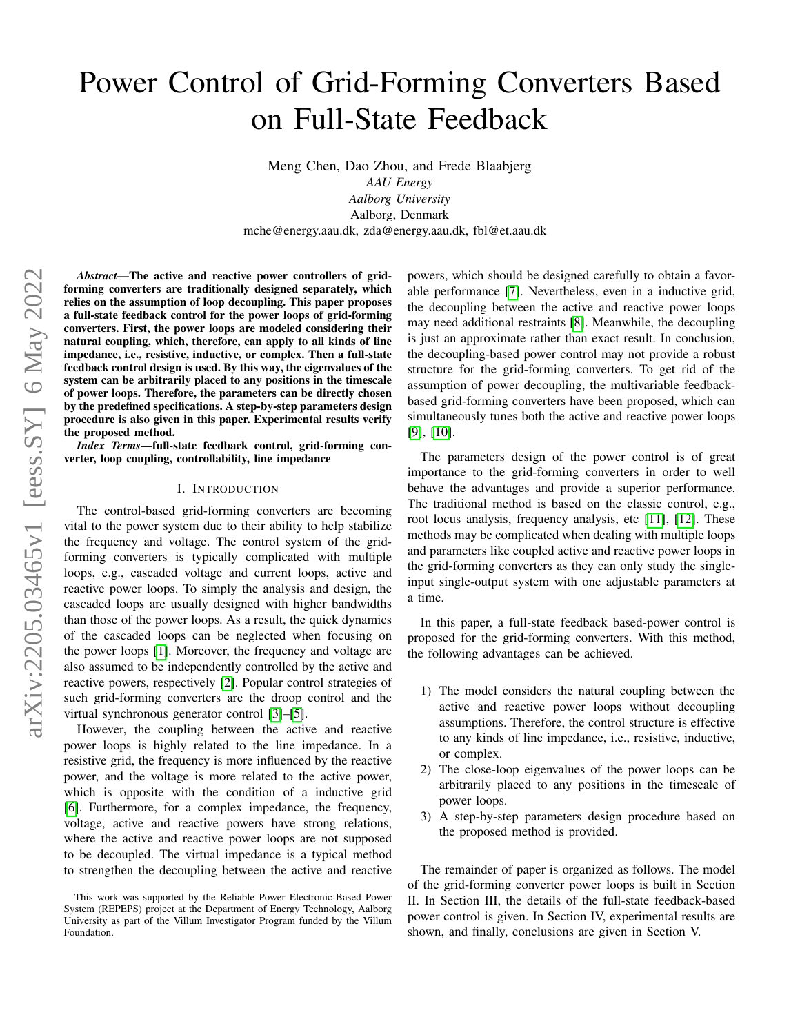# Power Control of Grid-Forming Converters Based on Full-State Feedback

Meng Chen, Dao Zhou, and Frede Blaabjerg
*AAU Energy*
*Aalborg University*
Aalborg, Denmark
mche@energy.aau.dk, zda@energy.aau.dk, fbl@et.aau.dk

***Abstract*—The active and reactive power controllers of grid-forming converters are traditionally designed separately, which relies on the assumption of loop decoupling. This paper proposes a full-state feedback control for the power loops of grid-forming converters. First, the power loops are modeled considering their natural coupling, which, therefore, can apply to all kinds of line impedance, i.e., resistive, inductive, or complex. Then a full-state feedback control design is used. By this way, the eigenvalues of the system can be arbitrarily placed to any positions in the timescale of power loops. Therefore, the parameters can be directly chosen by the predefined specifications. A step-by-step parameters design procedure is also given in this paper. Experimental results verify the proposed method.**

***Index Terms*—full-state feedback control, grid-forming converter, loop coupling, controllability, line impedance**

## I. Introduction

The control-based grid-forming converters are becoming vital to the power system due to their ability to help stabilize the frequency and voltage. The control system of the grid-forming converters is typically complicated with multiple loops, e.g., cascaded voltage and current loops, active and reactive power loops. To simply the analysis and design, the cascaded loops are usually designed with higher bandwidths than those of the power loops. As a result, the quick dynamics of the cascaded loops can be neglected when focusing on the power loops [1]. Moreover, the frequency and voltage are also assumed to be independently controlled by the active and reactive powers, respectively [2]. Popular control strategies of such grid-forming converters are the droop control and the virtual synchronous generator control [3]–[5].

However, the coupling between the active and reactive power loops is highly related to the line impedance. In a resistive grid, the frequency is more influenced by the reactive power, and the voltage is more related to the active power, which is opposite with the condition of a inductive grid [6]. Furthermore, for a complex impedance, the frequency, voltage, active and reactive powers have strong relations, where the active and reactive power loops are not supposed to be decoupled. The virtual impedance is a typical method to strengthen the decoupling between the active and reactive powers, which should be designed carefully to obtain a favorable performance [7]. Nevertheless, even in a inductive grid, the decoupling between the active and reactive power loops may need additional restraints [8]. Meanwhile, the decoupling is just an approximate rather than exact result. In conclusion, the decoupling-based power control may not provide a robust structure for the grid-forming converters. To get rid of the assumption of power decoupling, the multivariable feedback-based grid-forming converters have been proposed, which can simultaneously tunes both the active and reactive power loops [9], [10].

The parameters design of the power control is of great importance to the grid-forming converters in order to well behave the advantages and provide a superior performance. The traditional method is based on the classic control, e.g., root locus analysis, frequency analysis, etc [11], [12]. These methods may be complicated when dealing with multiple loops and parameters like coupled active and reactive power loops in the grid-forming converters as they can only study the single-input single-output system with one adjustable parameters at a time.

In this paper, a full-state feedback based-power control is proposed for the grid-forming converters. With this method, the following advantages can be achieved.

1) The model considers the natural coupling between the active and reactive power loops without decoupling assumptions. Therefore, the control structure is effective to any kinds of line impedance, i.e., resistive, inductive, or complex.
2) The close-loop eigenvalues of the power loops can be arbitrarily placed to any positions in the timescale of power loops.
3) A step-by-step parameters design procedure based on the proposed method is provided.

The remainder of paper is organized as follows. The model of the grid-forming converter power loops is built in Section II. In Section III, the details of the full-state feedback-based power control is given. In Section IV, experimental results are shown, and finally, conclusions are given in Section V.

This work was supported by the Reliable Power Electronic-Based Power System (REPEPS) project at the Department of Energy Technology, Aalborg University as part of the Villum Investigator Program funded by the Villum Foundation.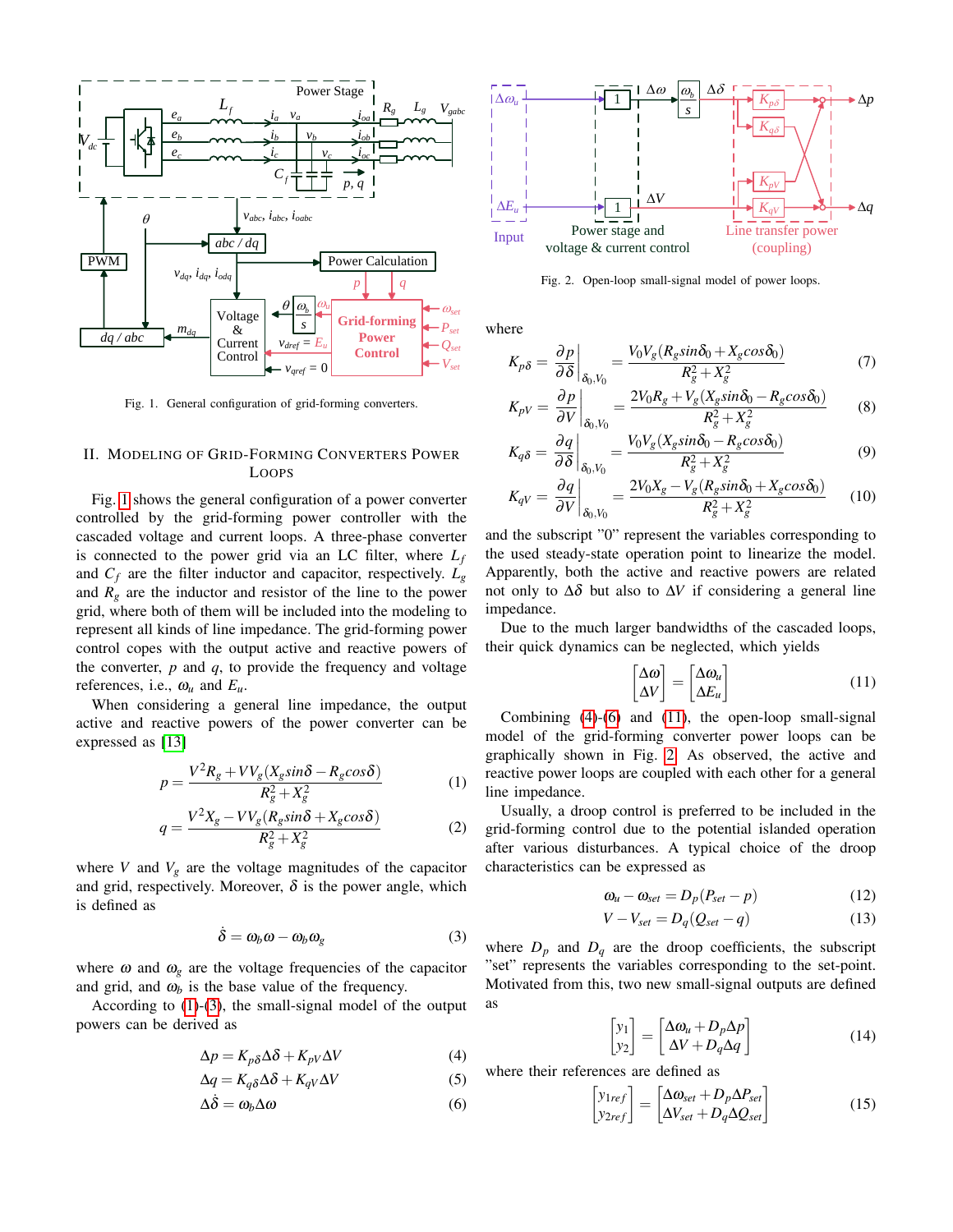Fig. 1. General configuration of grid-forming converters.

## II. Modeling of Grid-Forming Converters Power Loops

Fig. 1 shows the general configuration of a power converter controlled by the grid-forming power controller with the cascaded voltage and current loops. A three-phase converter is connected to the power grid via an LC filter, where $L_f$ and $C_f$ are the filter inductor and capacitor, respectively. $L_g$ and $R_g$ are the inductor and resistor of the line to the power grid, where both of them will be included into the modeling to represent all kinds of line impedance. The grid-forming power control copes with the output active and reactive powers of the converter, $p$ and $q$, to provide the frequency and voltage references, i.e., $\omega_u$ and $E_u$.

When considering a general line impedance, the output active and reactive powers of the power converter can be expressed as [13]

$$p = \frac{V^2 R_g + V V_g (X_g sin\delta - R_g cos\delta)}{R_g^2 + X_g^2} \tag{1}$$

$$q = \frac{V^2 X_g - V V_g (R_g sin\delta + X_g cos\delta)}{R_g^2 + X_g^2} \tag{2}$$

where $V$ and $V_g$ are the voltage magnitudes of the capacitor and grid, respectively. Moreover, $\delta$ is the power angle, which is defined as

$$\dot{\delta} = \omega_b \omega - \omega_b \omega_g \tag{3}$$

where $\omega$ and $\omega_g$ are the voltage frequencies of the capacitor and grid, and $\omega_b$ is the base value of the frequency.

According to (1)-(3), the small-signal model of the output powers can be derived as

$$\Delta p = K_{p\delta} \Delta\delta + K_{pV} \Delta V \tag{4}$$

$$\Delta q = K_{q\delta} \Delta\delta + K_{qV} \Delta V \tag{5}$$

$$\Delta\dot{\delta} = \omega_b \Delta\omega \tag{6}$$

Fig. 2. Open-loop small-signal model of power loops.

where

$$K_{p\delta} = \left.\frac{\partial p}{\partial \delta}\right|_{\delta_0, V_0} = \frac{V_0 V_g (R_g sin\delta_0 + X_g cos\delta_0)}{R_g^2 + X_g^2} \tag{7}$$

$$K_{pV} = \left.\frac{\partial p}{\partial V}\right|_{\delta_0, V_0} = \frac{2V_0 R_g + V_g (X_g sin\delta_0 - R_g cos\delta_0)}{R_g^2 + X_g^2} \tag{8}$$

$$K_{q\delta} = \left.\frac{\partial q}{\partial \delta}\right|_{\delta_0, V_0} = \frac{V_0 V_g (X_g sin\delta_0 - R_g cos\delta_0)}{R_g^2 + X_g^2} \tag{9}$$

$$K_{qV} = \left.\frac{\partial q}{\partial V}\right|_{\delta_0, V_0} = \frac{2V_0 X_g - V_g (R_g sin\delta_0 + X_g cos\delta_0)}{R_g^2 + X_g^2} \tag{10}$$

and the subscript "0" represent the variables corresponding to the used steady-state operation point to linearize the model. Apparently, both the active and reactive powers are related not only to $\Delta\delta$ but also to $\Delta V$ if considering a general line impedance.

Due to the much larger bandwidths of the cascaded loops, their quick dynamics can be neglected, which yields

$$\begin{bmatrix} \Delta\omega \\ \Delta V \end{bmatrix} = \begin{bmatrix} \Delta\omega_u \\ \Delta E_u \end{bmatrix} \tag{11}$$

Combining (4)-(6) and (11), the open-loop small-signal model of the grid-forming converter power loops can be graphically shown in Fig. 2. As observed, the active and reactive power loops are coupled with each other for a general line impedance.

Usually, a droop control is preferred to be included in the grid-forming control due to the potential islanded operation after various disturbances. A typical choice of the droop characteristics can be expressed as

$$\omega_u - \omega_{set} = D_p (P_{set} - p) \tag{12}$$

$$V - V_{set} = D_q (Q_{set} - q) \tag{13}$$

where $D_p$ and $D_q$ are the droop coefficients, the subscript "set" represents the variables corresponding to the set-point. Motivated from this, two new small-signal outputs are defined as

$$\begin{bmatrix} y_1 \\ y_2 \end{bmatrix} = \begin{bmatrix} \Delta\omega_u + D_p \Delta p \\ \Delta V + D_q \Delta q \end{bmatrix} \tag{14}$$

where their references are defined as

$$\begin{bmatrix} y_{1ref} \\ y_{2ref} \end{bmatrix} = \begin{bmatrix} \Delta\omega_{set} + D_p \Delta P_{set} \\ \Delta V_{set} + D_q \Delta Q_{set} \end{bmatrix} \tag{15}$$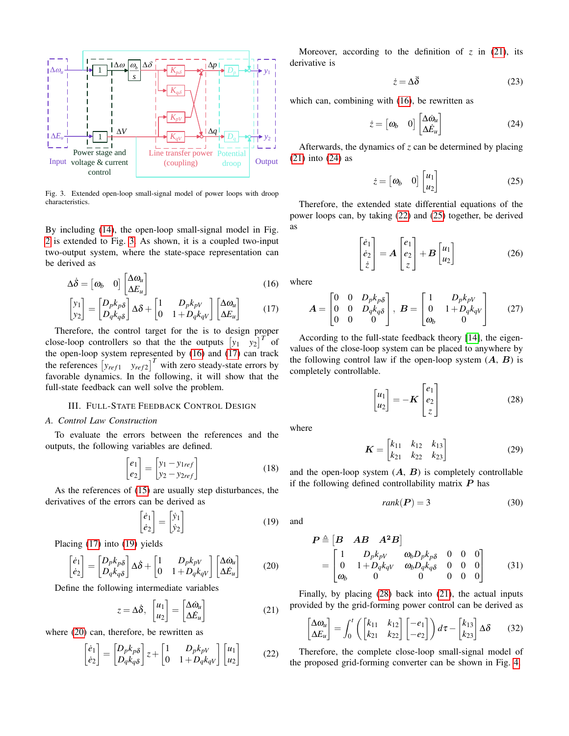Fig. 3. Extended open-loop small-signal model of power loops with droop characteristics.

By including (14), the open-loop small-signal model in Fig. 2 is extended to Fig. 3. As shown, it is a coupled two-input two-output system, where the state-space representation can be derived as

$$\Delta\dot{\delta} = \begin{bmatrix}\omega_b & 0\end{bmatrix}\begin{bmatrix}\Delta\omega_u \\ \Delta E_u\end{bmatrix} \tag{16}$$

$$\begin{bmatrix}y_1 \\ y_2\end{bmatrix} = \begin{bmatrix}D_p k_{p\delta} \\ D_q k_{q\delta}\end{bmatrix}\Delta\delta + \begin{bmatrix}1 & D_p k_{pV} \\ 0 & 1+D_q k_{qV}\end{bmatrix}\begin{bmatrix}\Delta\omega_u \\ \Delta E_u\end{bmatrix} \tag{17}$$

Therefore, the control target for the is to design proper close-loop controllers so that the the outputs $\begin{bmatrix}y_1 & y_2\end{bmatrix}^T$ of the open-loop system represented by (16) and (17) can track the references $\begin{bmatrix}y_{ref1} & y_{ref2}\end{bmatrix}^T$ with zero steady-state errors by favorable dynamics. In the following, it will show that the full-state feedback can well solve the problem.

## III. Full-State Feedback Control Design

### A. Control Law Construction

To evaluate the errors between the references and the outputs, the following variables are defined.

$$\begin{bmatrix}e_1 \\ e_2\end{bmatrix} = \begin{bmatrix}y_1 - y_{1ref} \\ y_2 - y_{2ref}\end{bmatrix} \tag{18}$$

As the references of (15) are usually step disturbances, the derivatives of the errors can be derived as

$$\begin{bmatrix}\dot{e}_1 \\ \dot{e}_2\end{bmatrix} = \begin{bmatrix}\dot{y}_1 \\ \dot{y}_2\end{bmatrix} \tag{19}$$

Placing (17) into (19) yields

$$\begin{bmatrix}\dot{e}_1 \\ \dot{e}_2\end{bmatrix} = \begin{bmatrix}D_p k_{p\delta} \\ D_q k_{q\delta}\end{bmatrix}\Delta\dot{\delta} + \begin{bmatrix}1 & D_p k_{pV} \\ 0 & 1+D_q k_{qV}\end{bmatrix}\begin{bmatrix}\Delta\dot{\omega}_u \\ \Delta\dot{E}_u\end{bmatrix} \tag{20}$$

Define the following intermediate variables

$$z = \Delta\dot{\delta}, \quad \begin{bmatrix}u_1 \\ u_2\end{bmatrix} = \begin{bmatrix}\Delta\dot{\omega}_u \\ \Delta\dot{E}_u\end{bmatrix} \tag{21}$$

where (20) can, therefore, be rewritten as

$$\begin{bmatrix}\dot{e}_1 \\ \dot{e}_2\end{bmatrix} = \begin{bmatrix}D_p k_{p\delta} \\ D_q k_{q\delta}\end{bmatrix} z + \begin{bmatrix}1 & D_p k_{pV} \\ 0 & 1+D_q k_{qV}\end{bmatrix}\begin{bmatrix}u_1 \\ u_2\end{bmatrix} \tag{22}$$

Moreover, according to the definition of $z$ in (21), its derivative is

$$\dot{z} = \Delta\ddot{\delta} \tag{23}$$

which can, combining with (16), be rewritten as

$$\dot{z} = \begin{bmatrix}\omega_b & 0\end{bmatrix}\begin{bmatrix}\Delta\dot{\omega}_u \\ \Delta\dot{E}_u\end{bmatrix} \tag{24}$$

Afterwards, the dynamics of $z$ can be determined by placing (21) into (24) as

$$\dot{z} = \begin{bmatrix}\omega_b & 0\end{bmatrix}\begin{bmatrix}u_1 \\ u_2\end{bmatrix} \tag{25}$$

Therefore, the extended state differential equations of the power loops can, by taking (22) and (25) together, be derived as

$$\begin{bmatrix}\dot{e}_1 \\ \dot{e}_2 \\ \dot{z}\end{bmatrix} = \boldsymbol{A}\begin{bmatrix}e_1 \\ e_2 \\ z\end{bmatrix} + \boldsymbol{B}\begin{bmatrix}u_1 \\ u_2\end{bmatrix} \tag{26}$$

where

$$\boldsymbol{A} = \begin{bmatrix}0 & 0 & D_p k_{p\delta} \\ 0 & 0 & D_q k_{q\delta} \\ 0 & 0 & 0\end{bmatrix}, \quad \boldsymbol{B} = \begin{bmatrix}1 & D_p k_{pV} \\ 0 & 1+D_q k_{qV} \\ \omega_b & 0\end{bmatrix} \tag{27}$$

According to the full-state feedback theory [14], the eigenvalues of the close-loop system can be placed to anywhere by the following control law if the open-loop system ($\boldsymbol{A}$, $\boldsymbol{B}$) is completely controllable.

$$\begin{bmatrix}u_1 \\ u_2\end{bmatrix} = -\boldsymbol{K}\begin{bmatrix}e_1 \\ e_2 \\ z\end{bmatrix} \tag{28}$$

where

$$\boldsymbol{K} = \begin{bmatrix}k_{11} & k_{12} & k_{13} \\ k_{21} & k_{22} & k_{23}\end{bmatrix} \tag{29}$$

and the open-loop system ($\boldsymbol{A}$, $\boldsymbol{B}$) is completely controllable if the following defined controllability matrix $\boldsymbol{P}$ has

$$rank(\boldsymbol{P}) = 3 \tag{30}$$

and

$$\begin{aligned}\boldsymbol{P} &\triangleq \begin{bmatrix}\boldsymbol{B} & \boldsymbol{AB} & \boldsymbol{A^2B}\end{bmatrix} \\ &= \begin{bmatrix}1 & D_p k_{pV} & \omega_b D_p k_{p\delta} & 0 & 0 & 0 \\ 0 & 1+D_q k_{qV} & \omega_b D_q k_{q\delta} & 0 & 0 & 0 \\ \omega_b & 0 & 0 & 0 & 0 & 0\end{bmatrix}\end{aligned} \tag{31}$$

Finally, by placing (28) back into (21), the actual inputs provided by the grid-forming power control can be derived as

$$\begin{bmatrix}\Delta\omega_u \\ \Delta E_u\end{bmatrix} = \int_0^t \left(\begin{bmatrix}k_{11} & k_{12} \\ k_{21} & k_{22}\end{bmatrix}\begin{bmatrix}-e_1 \\ -e_2\end{bmatrix}\right) d\tau - \begin{bmatrix}k_{13} \\ k_{23}\end{bmatrix}\Delta\delta \tag{32}$$

Therefore, the complete close-loop small-signal model of the proposed grid-forming converter can be shown in Fig. 4.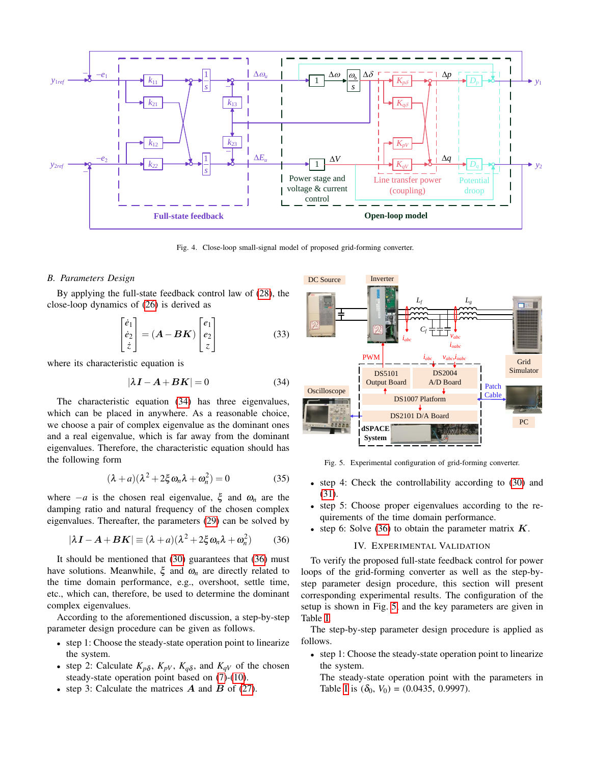Fig. 4. Close-loop small-signal model of proposed grid-forming converter.

### B. Parameters Design

By applying the full-state feedback control law of (28), the close-loop dynamics of (26) is derived as

$$\begin{bmatrix} \dot{e}_1 \\ \dot{e}_2 \\ \dot{z} \end{bmatrix} = (\boldsymbol{A} - \boldsymbol{B}\boldsymbol{K}) \begin{bmatrix} e_1 \\ e_2 \\ z \end{bmatrix} \tag{33}$$

where its characteristic equation is

$$|\lambda \boldsymbol{I} - \boldsymbol{A} + \boldsymbol{B}\boldsymbol{K}| = 0 \tag{34}$$

The characteristic equation (34) has three eigenvalues, which can be placed in anywhere. As a reasonable choice, we choose a pair of complex eigenvalue as the dominant ones and a real eigenvalue, which is far away from the dominant eigenvalues. Therefore, the characteristic equation should has the following form

$$(\lambda + a)(\lambda^2 + 2\xi\omega_n\lambda + \omega_n^2) = 0 \tag{35}$$

where $-a$ is the chosen real eigenvalue, $\xi$ and $\omega_n$ are the damping ratio and natural frequency of the chosen complex eigenvalues. Thereafter, the parameters (29) can be solved by

$$|\lambda \boldsymbol{I} - \boldsymbol{A} + \boldsymbol{B}\boldsymbol{K}| \equiv (\lambda + a)(\lambda^2 + 2\xi\omega_n\lambda + \omega_n^2) \tag{36}$$

It should be mentioned that (30) guarantees that (36) must have solutions. Meanwhile, $\xi$ and $\omega_n$ are directly related to the time domain performance, e.g., overshoot, settle time, etc., which can, therefore, be used to determine the dominant complex eigenvalues.

According to the aforementioned discussion, a step-by-step parameter design procedure can be given as follows.

- step 1: Choose the steady-state operation point to linearize the system.
- step 2: Calculate $K_{p\delta}$, $K_{pV}$, $K_{q\delta}$, and $K_{qV}$ of the chosen steady-state operation point based on (7)-(10).
- step 3: Calculate the matrices $\boldsymbol{A}$ and $\boldsymbol{B}$ of (27).

Fig. 5. Experimental configuration of grid-forming converter.

- step 4: Check the controllability according to (30) and (31).
- step 5: Choose proper eigenvalues according to the requirements of the time domain performance.
- step 6: Solve (36) to obtain the parameter matrix $\boldsymbol{K}$.

## IV. Experimental Validation

To verify the proposed full-state feedback control for power loops of the grid-forming converter as well as the step-by-step parameter design procedure, this section will present corresponding experimental results. The configuration of the setup is shown in Fig. 5 and the key parameters are given in Table I.

The step-by-step parameter design procedure is applied as follows.

- step 1: Choose the steady-state operation point to linearize the system.
  The steady-state operation point with the parameters in Table I is ($\delta_0$, $V_0$) = (0.0435, 0.9997).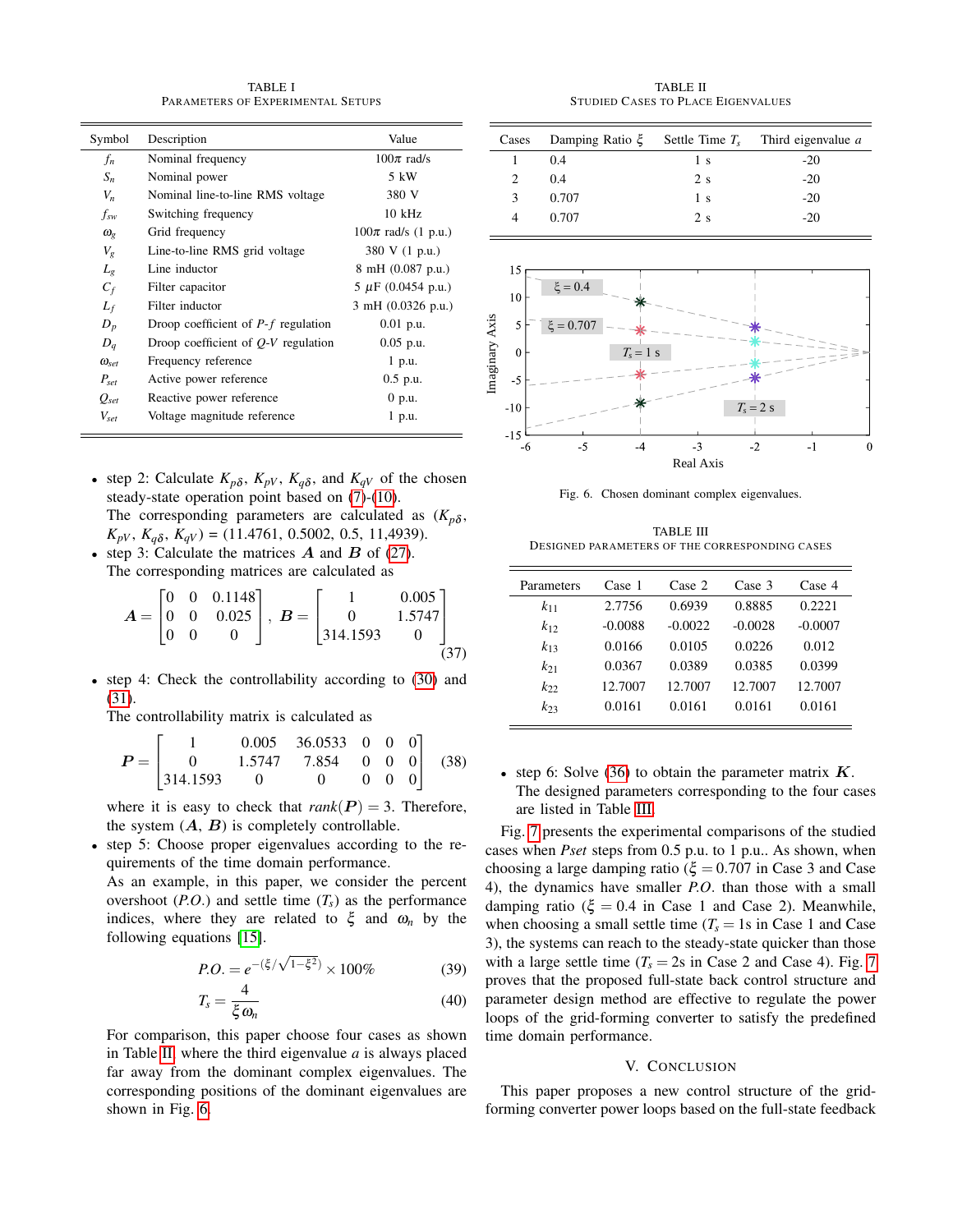TABLE I
PARAMETERS OF EXPERIMENTAL SETUPS

| Symbol | Description | Value |
|---|---|---|
| $f_n$ | Nominal frequency | $100\pi$ rad/s |
| $S_n$ | Nominal power | 5 kW |
| $V_n$ | Nominal line-to-line RMS voltage | 380 V |
| $f_{sw}$ | Switching frequency | 10 kHz |
| $\omega_g$ | Grid frequency | $100\pi$ rad/s (1 p.u.) |
| $V_g$ | Line-to-line RMS grid voltage | 380 V (1 p.u.) |
| $L_g$ | Line inductor | 8 mH (0.087 p.u.) |
| $C_f$ | Filter capacitor | 5 $\mu$F (0.0454 p.u.) |
| $L_f$ | Filter inductor | 3 mH (0.0326 p.u.) |
| $D_p$ | Droop coefficient of $P$-$f$ regulation | 0.01 p.u. |
| $D_q$ | Droop coefficient of $Q$-$V$ regulation | 0.05 p.u. |
| $\omega_{set}$ | Frequency reference | 1 p.u. |
| $P_{set}$ | Active power reference | 0.5 p.u. |
| $Q_{set}$ | Reactive power reference | 0 p.u. |
| $V_{set}$ | Voltage magnitude reference | 1 p.u. |

- step 2: Calculate $K_{p\delta}$, $K_{pV}$, $K_{q\delta}$, and $K_{qV}$ of the chosen steady-state operation point based on (7)-(10).
  The corresponding parameters are calculated as ($K_{p\delta}$, $K_{pV}$, $K_{q\delta}$, $K_{qV}$) = (11.4761, 0.5002, 0.5, 11,4939).
- step 3: Calculate the matrices $\boldsymbol{A}$ and $\boldsymbol{B}$ of (27).
  The corresponding matrices are calculated as

$$\boldsymbol{A} = \begin{bmatrix} 0 & 0 & 0.1148 \\ 0 & 0 & 0.025 \\ 0 & 0 & 0 \end{bmatrix}, \ \boldsymbol{B} = \begin{bmatrix} 1 & 0.005 \\ 0 & 1.5747 \\ 314.1593 & 0 \end{bmatrix} \tag{37}$$

- step 4: Check the controllability according to (30) and (31).
  The controllability matrix is calculated as

$$\boldsymbol{P} = \begin{bmatrix} 1 & 0.005 & 36.0533 & 0 & 0 & 0 \\ 0 & 1.5747 & 7.854 & 0 & 0 & 0 \\ 314.1593 & 0 & 0 & 0 & 0 & 0 \end{bmatrix} \tag{38}$$

  where it is easy to check that $rank(\boldsymbol{P}) = 3$. Therefore, the system ($\boldsymbol{A}$, $\boldsymbol{B}$) is completely controllable.
- step 5: Choose proper eigenvalues according to the requirements of the time domain performance.
  As an example, in this paper, we consider the percent overshoot ($P.O.$) and settle time ($T_s$) as the performance indices, where they are related to $\xi$ and $\omega_n$ by the following equations [15].

$$P.O. = e^{-(\xi/\sqrt{1-\xi^2})} \times 100\% \tag{39}$$

$$T_s = \frac{4}{\xi \omega_n} \tag{40}$$

  For comparison, this paper choose four cases as shown in Table II, where the third eigenvalue $a$ is always placed far away from the dominant complex eigenvalues. The corresponding positions of the dominant eigenvalues are shown in Fig. 6.

TABLE II
STUDIED CASES TO PLACE EIGENVALUES

| Cases | Damping Ratio $\xi$ | Settle Time $T_s$ | Third eigenvalue $a$ |
|---|---|---|---|
| 1 | 0.4 | 1 s | -20 |
| 2 | 0.4 | 2 s | -20 |
| 3 | 0.707 | 1 s | -20 |
| 4 | 0.707 | 2 s | -20 |

Fig. 6. Chosen dominant complex eigenvalues.

TABLE III
DESIGNED PARAMETERS OF THE CORRESPONDING CASES

| Parameters | Case 1 | Case 2 | Case 3 | Case 4 |
|---|---|---|---|---|
| $k_{11}$ | 2.7756 | 0.6939 | 0.8885 | 0.2221 |
| $k_{12}$ | -0.0088 | -0.0022 | -0.0028 | -0.0007 |
| $k_{13}$ | 0.0166 | 0.0105 | 0.0226 | 0.012 |
| $k_{21}$ | 0.0367 | 0.0389 | 0.0385 | 0.0399 |
| $k_{22}$ | 12.7007 | 12.7007 | 12.7007 | 12.7007 |
| $k_{23}$ | 0.0161 | 0.0161 | 0.0161 | 0.0161 |

- step 6: Solve (36) to obtain the parameter matrix $\boldsymbol{K}$.
  The designed parameters corresponding to the four cases are listed in Table III.

Fig. 7 presents the experimental comparisons of the studied cases when *Pset* steps from 0.5 p.u. to 1 p.u.. As shown, when choosing a large damping ratio ($\xi = 0.707$ in Case 3 and Case 4), the dynamics have smaller $P.O.$ than those with a small damping ratio ($\xi = 0.4$ in Case 1 and Case 2). Meanwhile, when choosing a small settle time ($T_s = 1$s in Case 1 and Case 3), the systems can reach to the steady-state quicker than those with a large settle time ($T_s = 2$s in Case 2 and Case 4). Fig. 7 proves that the proposed full-state back control structure and parameter design method are effective to regulate the power loops of the grid-forming converter to satisfy the predefined time domain performance.

## V. CONCLUSION

This paper proposes a new control structure of the grid-forming converter power loops based on the full-state feedback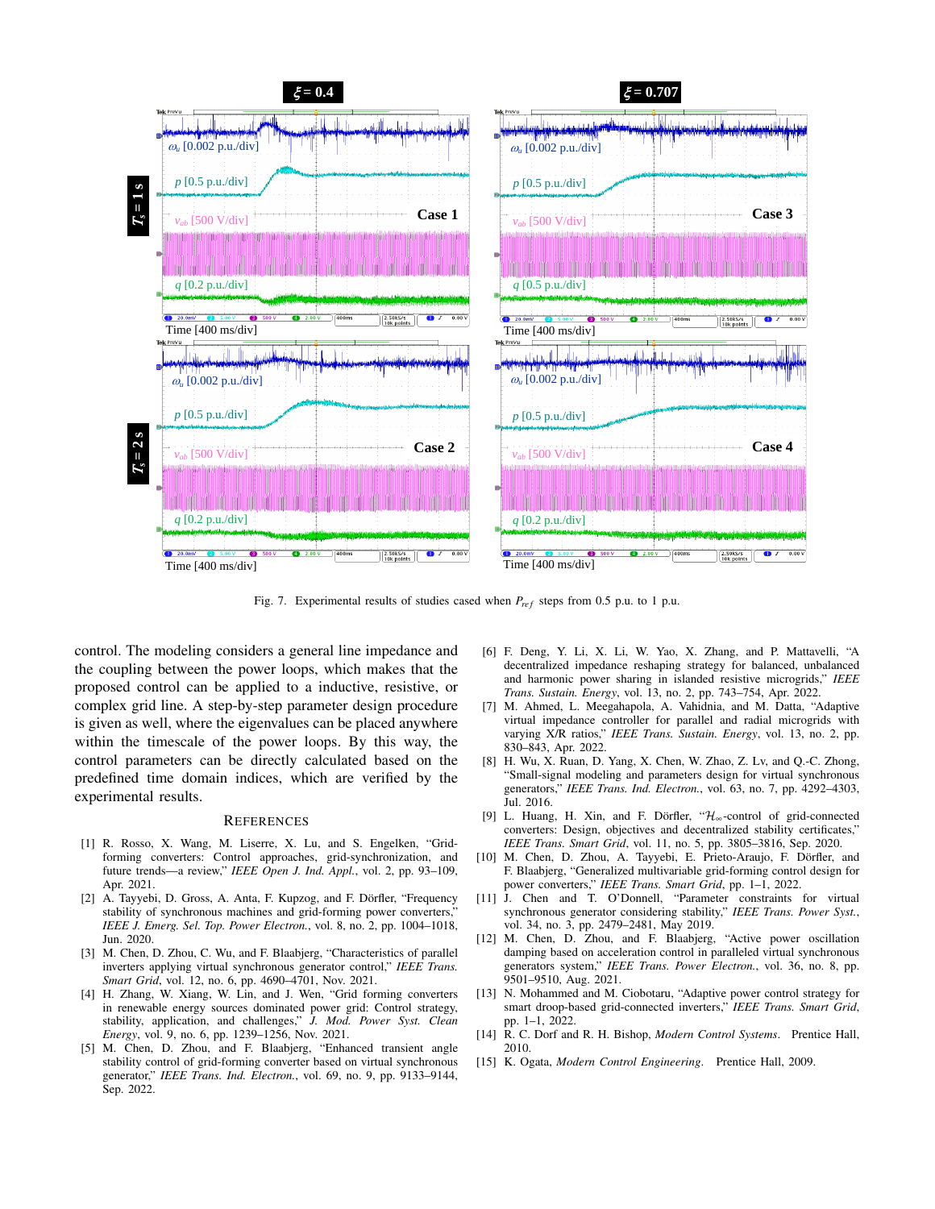$\xi = 0.4$

$\xi = 0.707$

$T_s = 1$ s

$T_s = 2$ s

$\omega_u$ [0.002 p.u./div]

$p$ [0.5 p.u./div]

$v_{ab}$ [500 V/div]

$q$ [0.2 p.u./div]

Case 1

Time [400 ms/div]

$\omega_u$ [0.002 p.u./div]

$p$ [0.5 p.u./div]

$v_{ab}$ [500 V/div]

$q$ [0.5 p.u./div]

Case 3

Time [400 ms/div]

$\omega_u$ [0.002 p.u./div]

$p$ [0.5 p.u./div]

$v_{ab}$ [500 V/div]

$q$ [0.2 p.u./div]

Case 2

Time [400 ms/div]

$\omega_u$ [0.002 p.u./div]

$p$ [0.5 p.u./div]

$v_{ab}$ [500 V/div]

$q$ [0.2 p.u./div]

Case 4

Time [400 ms/div]

Fig. 7. Experimental results of studies cased when $P_{ref}$ steps from 0.5 p.u. to 1 p.u.

control. The modeling considers a general line impedance and the coupling between the power loops, which makes that the proposed control can be applied to a inductive, resistive, or complex grid line. A step-by-step parameter design procedure is given as well, where the eigenvalues can be placed anywhere within the timescale of the power loops. By this way, the control parameters can be directly calculated based on the predefined time domain indices, which are verified by the experimental results.

## References

[1] R. Rosso, X. Wang, M. Liserre, X. Lu, and S. Engelken, "Grid-forming converters: Control approaches, grid-synchronization, and future trends—a review," *IEEE Open J. Ind. Appl.*, vol. 2, pp. 93–109, Apr. 2021.

[2] A. Tayyebi, D. Gross, A. Anta, F. Kupzog, and F. Dörfler, "Frequency stability of synchronous machines and grid-forming power converters," *IEEE J. Emerg. Sel. Top. Power Electron.*, vol. 8, no. 2, pp. 1004–1018, Jun. 2020.

[3] M. Chen, D. Zhou, C. Wu, and F. Blaabjerg, "Characteristics of parallel inverters applying virtual synchronous generator control," *IEEE Trans. Smart Grid*, vol. 12, no. 6, pp. 4690–4701, Nov. 2021.

[4] H. Zhang, W. Xiang, W. Lin, and J. Wen, "Grid forming converters in renewable energy sources dominated power grid: Control strategy, stability, application, and challenges," *J. Mod. Power Syst. Clean Energy*, vol. 9, no. 6, pp. 1239–1256, Nov. 2021.

[5] M. Chen, D. Zhou, and F. Blaabjerg, "Enhanced transient angle stability control of grid-forming converter based on virtual synchronous generator," *IEEE Trans. Ind. Electron.*, vol. 69, no. 9, pp. 9133–9144, Sep. 2022.

[6] F. Deng, Y. Li, X. Li, W. Yao, X. Zhang, and P. Mattavelli, "A decentralized impedance reshaping strategy for balanced, unbalanced and harmonic power sharing in islanded resistive microgrids," *IEEE Trans. Sustain. Energy*, vol. 13, no. 2, pp. 743–754, Apr. 2022.

[7] M. Ahmed, L. Meegahapola, A. Vahidnia, and M. Datta, "Adaptive virtual impedance controller for parallel and radial microgrids with varying X/R ratios," *IEEE Trans. Sustain. Energy*, vol. 13, no. 2, pp. 830–843, Apr. 2022.

[8] H. Wu, X. Ruan, D. Yang, X. Chen, W. Zhao, Z. Lv, and Q.-C. Zhong, "Small-signal modeling and parameters design for virtual synchronous generators," *IEEE Trans. Ind. Electron.*, vol. 63, no. 7, pp. 4292–4303, Jul. 2016.

[9] L. Huang, H. Xin, and F. Dörfler, "$\mathcal{H}_\infty$-control of grid-connected converters: Design, objectives and decentralized stability certificates," *IEEE Trans. Smart Grid*, vol. 11, no. 5, pp. 3805–3816, Sep. 2020.

[10] M. Chen, D. Zhou, A. Tayyebi, E. Prieto-Araujo, F. Dörfler, and F. Blaabjerg, "Generalized multivariable grid-forming control design for power converters," *IEEE Trans. Smart Grid*, pp. 1–1, 2022.

[11] J. Chen and T. O'Donnell, "Parameter constraints for virtual synchronous generator considering stability," *IEEE Trans. Power Syst.*, vol. 34, no. 3, pp. 2479–2481, May 2019.

[12] M. Chen, D. Zhou, and F. Blaabjerg, "Active power oscillation damping based on acceleration control in paralleled virtual synchronous generators system," *IEEE Trans. Power Electron.*, vol. 36, no. 8, pp. 9501–9510, Aug. 2021.

[13] N. Mohammed and M. Ciobotaru, "Adaptive power control strategy for smart droop-based grid-connected inverters," *IEEE Trans. Smart Grid*, pp. 1–1, 2022.

[14] R. C. Dorf and R. H. Bishop, *Modern Control Systems*. Prentice Hall, 2010.

[15] K. Ogata, *Modern Control Engineering*. Prentice Hall, 2009.